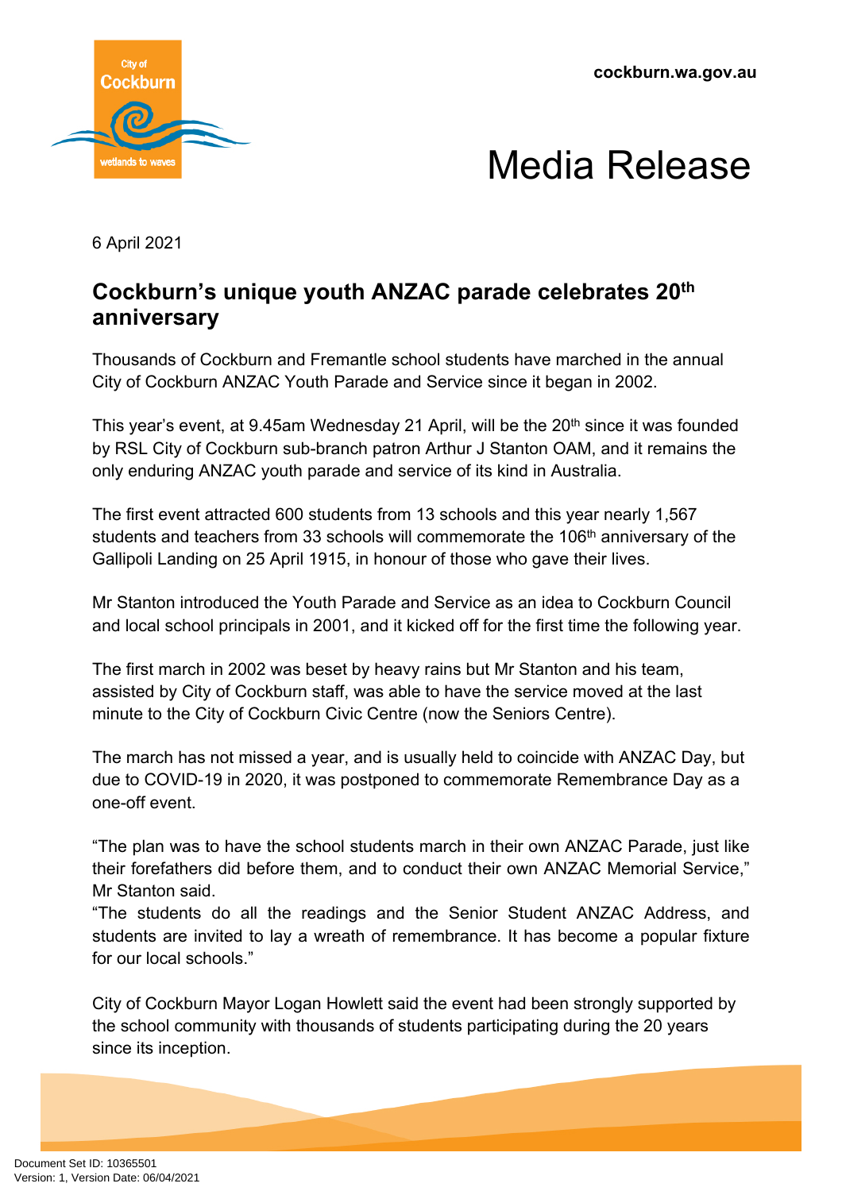cockburn.wa.gov.au

# Media Release

6 April 2021

## Cockburn's unique youth ANZAC parade celebrates 20th anniversary

Thousands of Cockburn and Fremantle school students have marched in the annual City of Cockburn ANZAC Youth Parade and Service since it began in 2002.

This year's event, at 9.45am Wednesday 21 April, will be the 20th since it was founded by RSL City of Cockburn sub-branch patron Arthur J Stanton OAM, and it remains the only enduring ANZAC youth parade and service of its kind in Australia.

The first event attracted 600 students from 13 schools and this year nearly 1,567 students and teachers from 33 schools will commemorate the 106th anniversary of the Gallipoli Landing on 25 April 1915, in honour of those who gave their lives.

Mr Stanton introduced the Youth Parade and Service as an idea to Cockburn Council and local school principals in 2001, and it kicked off for the first time the following year.

The first march in 2002 was beset by heavy rains but Mr Stanton and his team, assisted by City of Cockburn staff, was able to have the service moved at the last minute to the City of Cockburn Civic Centre (now the Seniors Centre).

The march has not missed a year, and is usually held to coincide with ANZAC Day, but due to COVID-19 in 2020, it was postponed to commemorate Remembrance Day as a one-off event.

"The plan was to have the school students march in their own ANZAC Parade, just like their forefathers did before them, and to conduct their own ANZAC Memorial Service," Mr Stanton said.
"The students do all the readings and the Senior Student ANZAC Address, and students are invited to lay a wreath of remembrance. It has become a popular fixture for our local schools."

City of Cockburn Mayor Logan Howlett said the event had been strongly supported by the school community with thousands of students participating during the 20 years since its inception.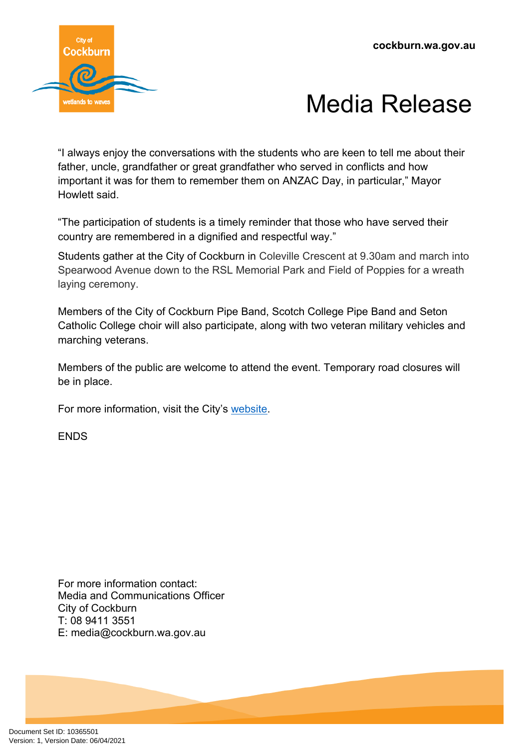"I always enjoy the conversations with the students who are keen to tell me about their father, uncle, grandfather or great grandfather who served in conflicts and how important it was for them to remember them on ANZAC Day, in particular," Mayor Howlett said.

"The participation of students is a timely reminder that those who have served their country are remembered in a dignified and respectful way."

Students gather at the City of Cockburn in Coleville Crescent at 9.30am and march into Spearwood Avenue down to the RSL Memorial Park and Field of Poppies for a wreath laying ceremony.

Members of the City of Cockburn Pipe Band, Scotch College Pipe Band and Seton Catholic College choir will also participate, along with two veteran military vehicles and marching veterans.

Members of the public are welcome to attend the event. Temporary road closures will be in place.

For more information, visit the City's website.

ENDS

For more information contact:
Media and Communications Officer
City of Cockburn
T: 08 9411 3551
E: media@cockburn.wa.gov.au